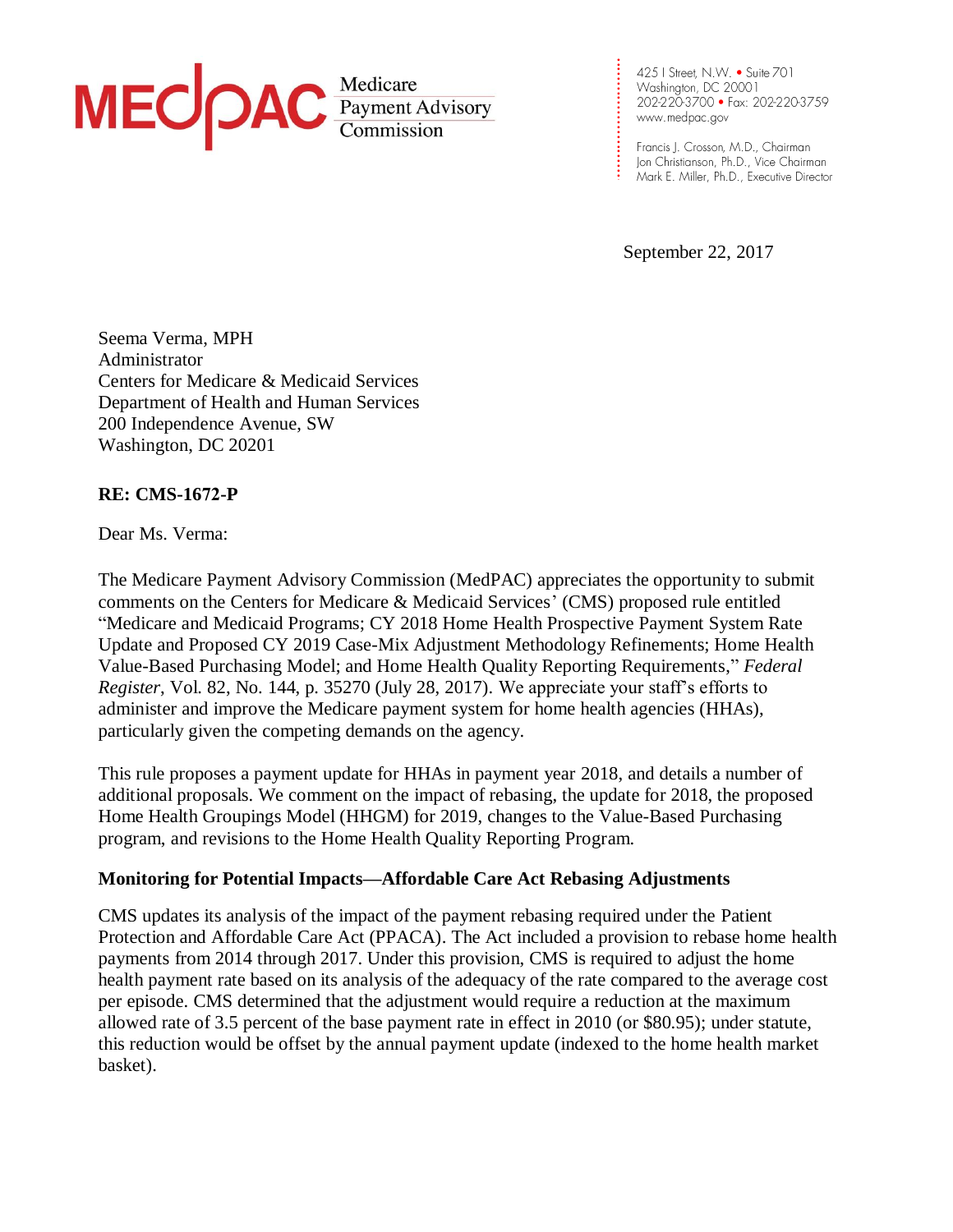**MEDPAC** Medicare Payment Advisory Commission

425 I Street, N.W. • Suite 701
Washington, DC 20001
202-220-3700 • Fax: 202-220-3759
www.medpac.gov

Francis J. Crosson, M.D., Chairman
Jon Christianson, Ph.D., Vice Chairman
Mark E. Miller, Ph.D., Executive Director

September 22, 2017

Seema Verma, MPH
Administrator
Centers for Medicare & Medicaid Services
Department of Health and Human Services
200 Independence Avenue, SW
Washington, DC 20201

**RE: CMS-1672-P**

Dear Ms. Verma:

The Medicare Payment Advisory Commission (MedPAC) appreciates the opportunity to submit comments on the Centers for Medicare & Medicaid Services' (CMS) proposed rule entitled "Medicare and Medicaid Programs; CY 2018 Home Health Prospective Payment System Rate Update and Proposed CY 2019 Case-Mix Adjustment Methodology Refinements; Home Health Value-Based Purchasing Model; and Home Health Quality Reporting Requirements," *Federal Register*, Vol. 82, No. 144, p. 35270 (July 28, 2017). We appreciate your staff's efforts to administer and improve the Medicare payment system for home health agencies (HHAs), particularly given the competing demands on the agency.

This rule proposes a payment update for HHAs in payment year 2018, and details a number of additional proposals. We comment on the impact of rebasing, the update for 2018, the proposed Home Health Groupings Model (HHGM) for 2019, changes to the Value-Based Purchasing program, and revisions to the Home Health Quality Reporting Program.

**Monitoring for Potential Impacts—Affordable Care Act Rebasing Adjustments**

CMS updates its analysis of the impact of the payment rebasing required under the Patient Protection and Affordable Care Act (PPACA). The Act included a provision to rebase home health payments from 2014 through 2017. Under this provision, CMS is required to adjust the home health payment rate based on its analysis of the adequacy of the rate compared to the average cost per episode. CMS determined that the adjustment would require a reduction at the maximum allowed rate of 3.5 percent of the base payment rate in effect in 2010 (or $80.95); under statute, this reduction would be offset by the annual payment update (indexed to the home health market basket).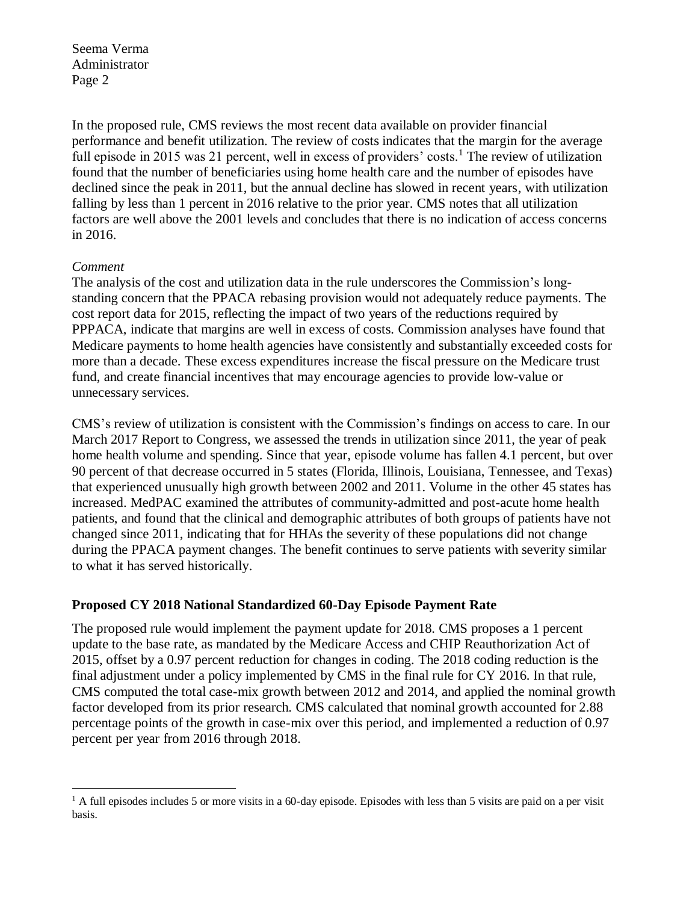In the proposed rule, CMS reviews the most recent data available on provider financial performance and benefit utilization. The review of costs indicates that the margin for the average full episode in 2015 was 21 percent, well in excess of providers' costs.[1] The review of utilization found that the number of beneficiaries using home health care and the number of episodes have declined since the peak in 2011, but the annual decline has slowed in recent years, with utilization falling by less than 1 percent in 2016 relative to the prior year. CMS notes that all utilization factors are well above the 2001 levels and concludes that there is no indication of access concerns in 2016.

*Comment*

The analysis of the cost and utilization data in the rule underscores the Commission's long-standing concern that the PPACA rebasing provision would not adequately reduce payments. The cost report data for 2015, reflecting the impact of two years of the reductions required by PPPACA, indicate that margins are well in excess of costs. Commission analyses have found that Medicare payments to home health agencies have consistently and substantially exceeded costs for more than a decade. These excess expenditures increase the fiscal pressure on the Medicare trust fund, and create financial incentives that may encourage agencies to provide low-value or unnecessary services.

CMS's review of utilization is consistent with the Commission's findings on access to care. In our March 2017 Report to Congress, we assessed the trends in utilization since 2011, the year of peak home health volume and spending. Since that year, episode volume has fallen 4.1 percent, but over 90 percent of that decrease occurred in 5 states (Florida, Illinois, Louisiana, Tennessee, and Texas) that experienced unusually high growth between 2002 and 2011. Volume in the other 45 states has increased. MedPAC examined the attributes of community-admitted and post-acute home health patients, and found that the clinical and demographic attributes of both groups of patients have not changed since 2011, indicating that for HHAs the severity of these populations did not change during the PPACA payment changes. The benefit continues to serve patients with severity similar to what it has served historically.

## Proposed CY 2018 National Standardized 60-Day Episode Payment Rate

The proposed rule would implement the payment update for 2018. CMS proposes a 1 percent update to the base rate, as mandated by the Medicare Access and CHIP Reauthorization Act of 2015, offset by a 0.97 percent reduction for changes in coding. The 2018 coding reduction is the final adjustment under a policy implemented by CMS in the final rule for CY 2016. In that rule, CMS computed the total case-mix growth between 2012 and 2014, and applied the nominal growth factor developed from its prior research. CMS calculated that nominal growth accounted for 2.88 percentage points of the growth in case-mix over this period, and implemented a reduction of 0.97 percent per year from 2016 through 2018.

[1] A full episodes includes 5 or more visits in a 60-day episode. Episodes with less than 5 visits are paid on a per visit basis.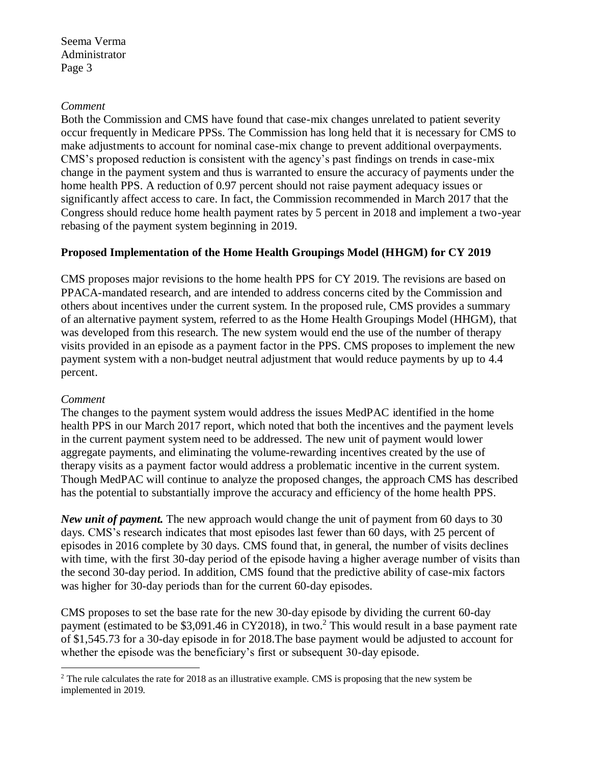*Comment*

Both the Commission and CMS have found that case-mix changes unrelated to patient severity occur frequently in Medicare PPSs. The Commission has long held that it is necessary for CMS to make adjustments to account for nominal case-mix change to prevent additional overpayments. CMS's proposed reduction is consistent with the agency's past findings on trends in case-mix change in the payment system and thus is warranted to ensure the accuracy of payments under the home health PPS. A reduction of 0.97 percent should not raise payment adequacy issues or significantly affect access to care. In fact, the Commission recommended in March 2017 that the Congress should reduce home health payment rates by 5 percent in 2018 and implement a two-year rebasing of the payment system beginning in 2019.

**Proposed Implementation of the Home Health Groupings Model (HHGM) for CY 2019**

CMS proposes major revisions to the home health PPS for CY 2019. The revisions are based on PPACA-mandated research, and are intended to address concerns cited by the Commission and others about incentives under the current system. In the proposed rule, CMS provides a summary of an alternative payment system, referred to as the Home Health Groupings Model (HHGM), that was developed from this research. The new system would end the use of the number of therapy visits provided in an episode as a payment factor in the PPS. CMS proposes to implement the new payment system with a non-budget neutral adjustment that would reduce payments by up to 4.4 percent.

*Comment*

The changes to the payment system would address the issues MedPAC identified in the home health PPS in our March 2017 report, which noted that both the incentives and the payment levels in the current payment system need to be addressed. The new unit of payment would lower aggregate payments, and eliminating the volume-rewarding incentives created by the use of therapy visits as a payment factor would address a problematic incentive in the current system. Though MedPAC will continue to analyze the proposed changes, the approach CMS has described has the potential to substantially improve the accuracy and efficiency of the home health PPS.

***New unit of payment.*** The new approach would change the unit of payment from 60 days to 30 days. CMS's research indicates that most episodes last fewer than 60 days, with 25 percent of episodes in 2016 complete by 30 days. CMS found that, in general, the number of visits declines with time, with the first 30-day period of the episode having a higher average number of visits than the second 30-day period. In addition, CMS found that the predictive ability of case-mix factors was higher for 30-day periods than for the current 60-day episodes.

CMS proposes to set the base rate for the new 30-day episode by dividing the current 60-day payment (estimated to be $3,091.46 in CY2018), in two.[2] This would result in a base payment rate of $1,545.73 for a 30-day episode in for 2018.The base payment would be adjusted to account for whether the episode was the beneficiary's first or subsequent 30-day episode.

[2] The rule calculates the rate for 2018 as an illustrative example. CMS is proposing that the new system be implemented in 2019.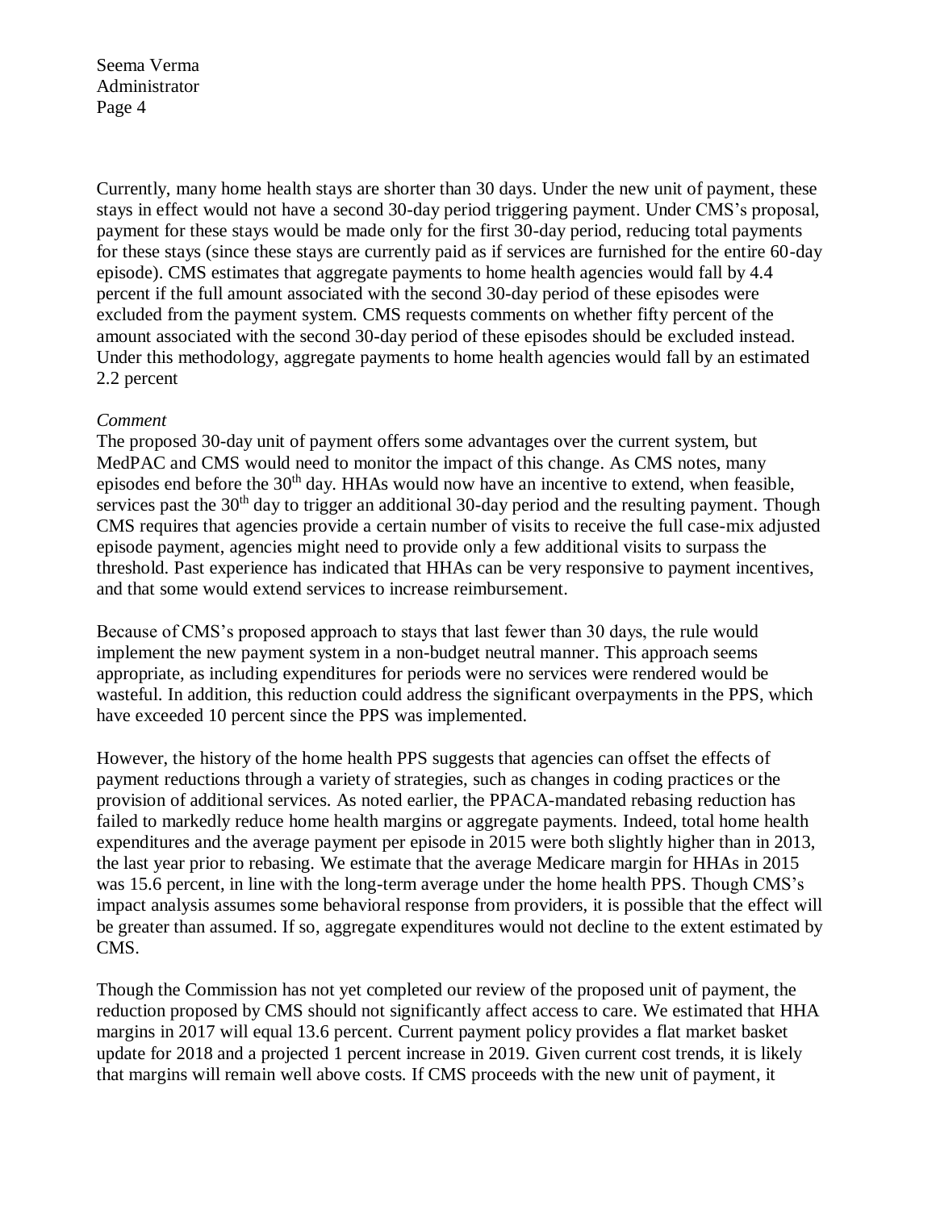Currently, many home health stays are shorter than 30 days. Under the new unit of payment, these stays in effect would not have a second 30-day period triggering payment. Under CMS's proposal, payment for these stays would be made only for the first 30-day period, reducing total payments for these stays (since these stays are currently paid as if services are furnished for the entire 60-day episode). CMS estimates that aggregate payments to home health agencies would fall by 4.4 percent if the full amount associated with the second 30-day period of these episodes were excluded from the payment system. CMS requests comments on whether fifty percent of the amount associated with the second 30-day period of these episodes should be excluded instead. Under this methodology, aggregate payments to home health agencies would fall by an estimated 2.2 percent

*Comment*

The proposed 30-day unit of payment offers some advantages over the current system, but MedPAC and CMS would need to monitor the impact of this change. As CMS notes, many episodes end before the 30th day. HHAs would now have an incentive to extend, when feasible, services past the 30th day to trigger an additional 30-day period and the resulting payment. Though CMS requires that agencies provide a certain number of visits to receive the full case-mix adjusted episode payment, agencies might need to provide only a few additional visits to surpass the threshold. Past experience has indicated that HHAs can be very responsive to payment incentives, and that some would extend services to increase reimbursement.

Because of CMS's proposed approach to stays that last fewer than 30 days, the rule would implement the new payment system in a non-budget neutral manner. This approach seems appropriate, as including expenditures for periods were no services were rendered would be wasteful. In addition, this reduction could address the significant overpayments in the PPS, which have exceeded 10 percent since the PPS was implemented.

However, the history of the home health PPS suggests that agencies can offset the effects of payment reductions through a variety of strategies, such as changes in coding practices or the provision of additional services. As noted earlier, the PPACA-mandated rebasing reduction has failed to markedly reduce home health margins or aggregate payments. Indeed, total home health expenditures and the average payment per episode in 2015 were both slightly higher than in 2013, the last year prior to rebasing. We estimate that the average Medicare margin for HHAs in 2015 was 15.6 percent, in line with the long-term average under the home health PPS. Though CMS's impact analysis assumes some behavioral response from providers, it is possible that the effect will be greater than assumed. If so, aggregate expenditures would not decline to the extent estimated by CMS.

Though the Commission has not yet completed our review of the proposed unit of payment, the reduction proposed by CMS should not significantly affect access to care. We estimated that HHA margins in 2017 will equal 13.6 percent. Current payment policy provides a flat market basket update for 2018 and a projected 1 percent increase in 2019. Given current cost trends, it is likely that margins will remain well above costs. If CMS proceeds with the new unit of payment, it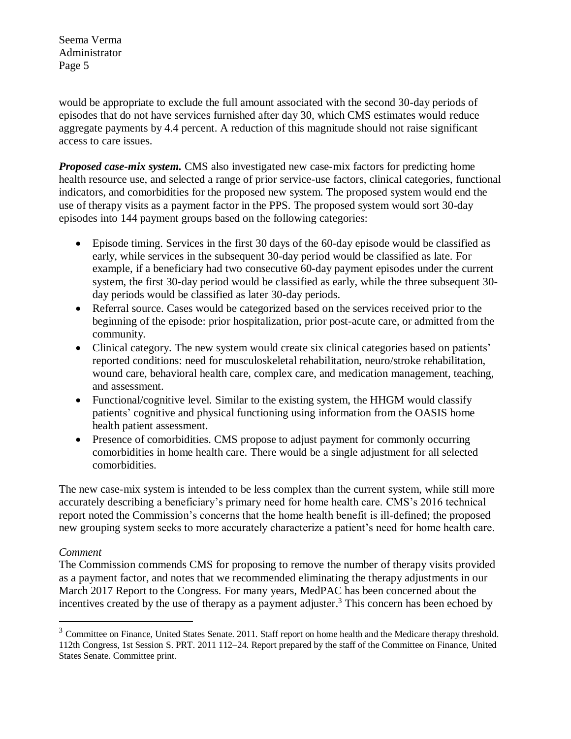would be appropriate to exclude the full amount associated with the second 30-day periods of episodes that do not have services furnished after day 30, which CMS estimates would reduce aggregate payments by 4.4 percent. A reduction of this magnitude should not raise significant access to care issues.

***Proposed case-mix system.*** CMS also investigated new case-mix factors for predicting home health resource use, and selected a range of prior service-use factors, clinical categories, functional indicators, and comorbidities for the proposed new system. The proposed system would end the use of therapy visits as a payment factor in the PPS. The proposed system would sort 30-day episodes into 144 payment groups based on the following categories:

- Episode timing. Services in the first 30 days of the 60-day episode would be classified as early, while services in the subsequent 30-day period would be classified as late. For example, if a beneficiary had two consecutive 60-day payment episodes under the current system, the first 30-day period would be classified as early, while the three subsequent 30-day periods would be classified as later 30-day periods.
- Referral source. Cases would be categorized based on the services received prior to the beginning of the episode: prior hospitalization, prior post-acute care, or admitted from the community.
- Clinical category. The new system would create six clinical categories based on patients' reported conditions: need for musculoskeletal rehabilitation, neuro/stroke rehabilitation, wound care, behavioral health care, complex care, and medication management, teaching, and assessment.
- Functional/cognitive level. Similar to the existing system, the HHGM would classify patients' cognitive and physical functioning using information from the OASIS home health patient assessment.
- Presence of comorbidities. CMS propose to adjust payment for commonly occurring comorbidities in home health care. There would be a single adjustment for all selected comorbidities.

The new case-mix system is intended to be less complex than the current system, while still more accurately describing a beneficiary's primary need for home health care. CMS's 2016 technical report noted the Commission's concerns that the home health benefit is ill-defined; the proposed new grouping system seeks to more accurately characterize a patient's need for home health care.

*Comment*

The Commission commends CMS for proposing to remove the number of therapy visits provided as a payment factor, and notes that we recommended eliminating the therapy adjustments in our March 2017 Report to the Congress. For many years, MedPAC has been concerned about the incentives created by the use of therapy as a payment adjuster.[3] This concern has been echoed by

[3] Committee on Finance, United States Senate. 2011. Staff report on home health and the Medicare therapy threshold. 112th Congress, 1st Session S. PRT. 2011 112–24. Report prepared by the staff of the Committee on Finance, United States Senate. Committee print.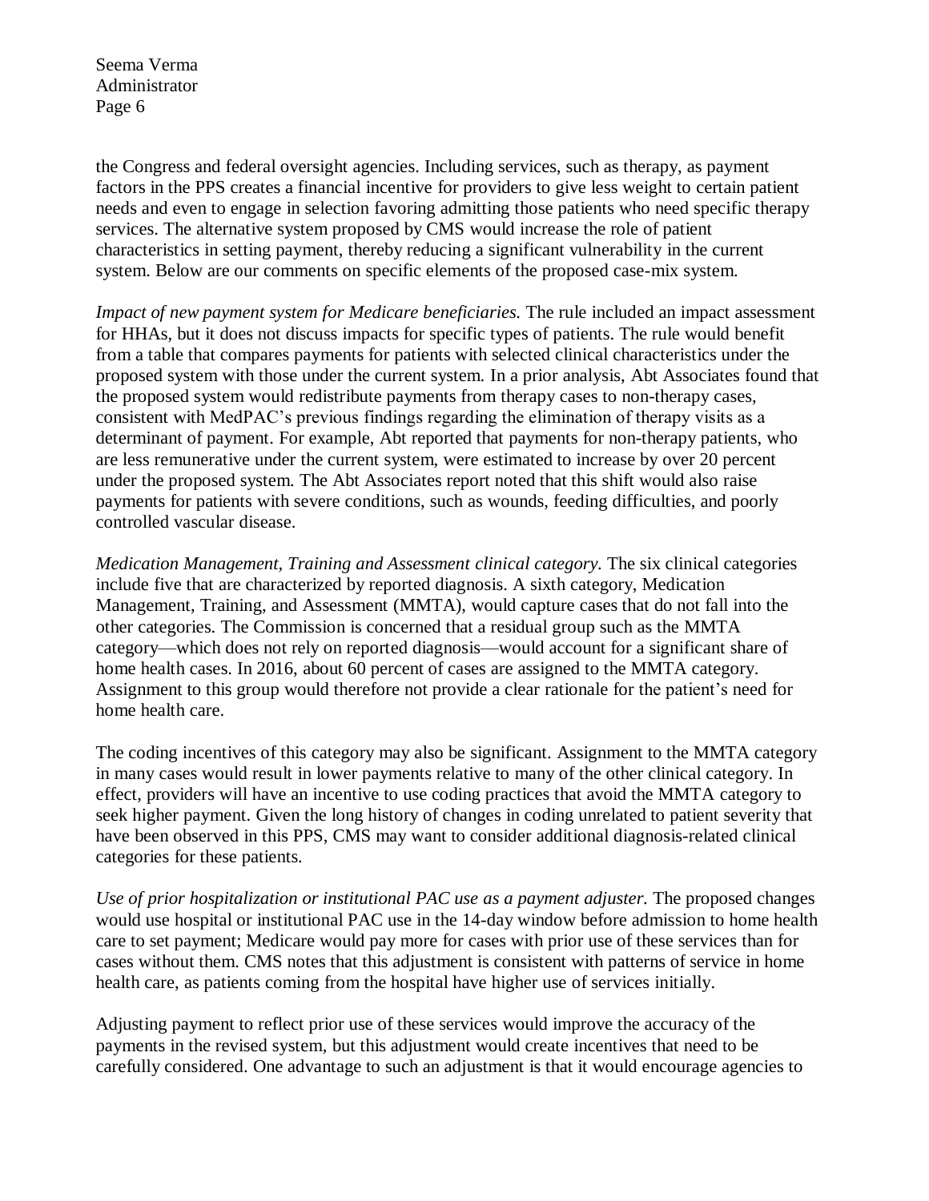the Congress and federal oversight agencies. Including services, such as therapy, as payment factors in the PPS creates a financial incentive for providers to give less weight to certain patient needs and even to engage in selection favoring admitting those patients who need specific therapy services. The alternative system proposed by CMS would increase the role of patient characteristics in setting payment, thereby reducing a significant vulnerability in the current system. Below are our comments on specific elements of the proposed case-mix system.

*Impact of new payment system for Medicare beneficiaries.* The rule included an impact assessment for HHAs, but it does not discuss impacts for specific types of patients. The rule would benefit from a table that compares payments for patients with selected clinical characteristics under the proposed system with those under the current system. In a prior analysis, Abt Associates found that the proposed system would redistribute payments from therapy cases to non-therapy cases, consistent with MedPAC's previous findings regarding the elimination of therapy visits as a determinant of payment. For example, Abt reported that payments for non-therapy patients, who are less remunerative under the current system, were estimated to increase by over 20 percent under the proposed system. The Abt Associates report noted that this shift would also raise payments for patients with severe conditions, such as wounds, feeding difficulties, and poorly controlled vascular disease.

*Medication Management, Training and Assessment clinical category.* The six clinical categories include five that are characterized by reported diagnosis. A sixth category, Medication Management, Training, and Assessment (MMTA), would capture cases that do not fall into the other categories. The Commission is concerned that a residual group such as the MMTA category—which does not rely on reported diagnosis—would account for a significant share of home health cases. In 2016, about 60 percent of cases are assigned to the MMTA category. Assignment to this group would therefore not provide a clear rationale for the patient's need for home health care.

The coding incentives of this category may also be significant. Assignment to the MMTA category in many cases would result in lower payments relative to many of the other clinical category. In effect, providers will have an incentive to use coding practices that avoid the MMTA category to seek higher payment. Given the long history of changes in coding unrelated to patient severity that have been observed in this PPS, CMS may want to consider additional diagnosis-related clinical categories for these patients.

*Use of prior hospitalization or institutional PAC use as a payment adjuster.* The proposed changes would use hospital or institutional PAC use in the 14-day window before admission to home health care to set payment; Medicare would pay more for cases with prior use of these services than for cases without them. CMS notes that this adjustment is consistent with patterns of service in home health care, as patients coming from the hospital have higher use of services initially.

Adjusting payment to reflect prior use of these services would improve the accuracy of the payments in the revised system, but this adjustment would create incentives that need to be carefully considered. One advantage to such an adjustment is that it would encourage agencies to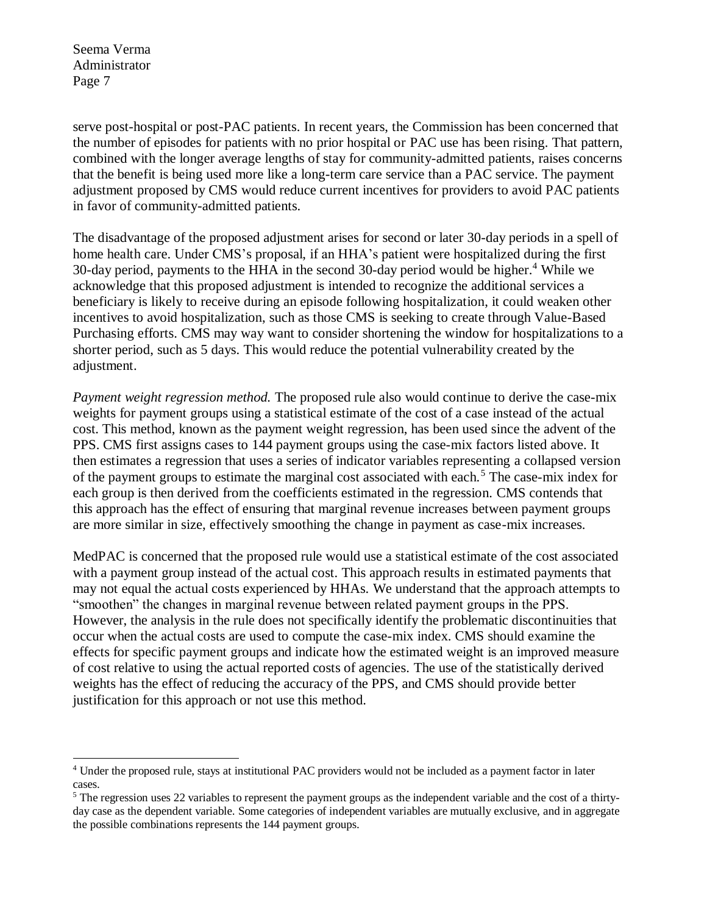serve post-hospital or post-PAC patients. In recent years, the Commission has been concerned that the number of episodes for patients with no prior hospital or PAC use has been rising. That pattern, combined with the longer average lengths of stay for community-admitted patients, raises concerns that the benefit is being used more like a long-term care service than a PAC service. The payment adjustment proposed by CMS would reduce current incentives for providers to avoid PAC patients in favor of community-admitted patients.

The disadvantage of the proposed adjustment arises for second or later 30-day periods in a spell of home health care. Under CMS's proposal, if an HHA's patient were hospitalized during the first 30-day period, payments to the HHA in the second 30-day period would be higher.[4] While we acknowledge that this proposed adjustment is intended to recognize the additional services a beneficiary is likely to receive during an episode following hospitalization, it could weaken other incentives to avoid hospitalization, such as those CMS is seeking to create through Value-Based Purchasing efforts. CMS may way want to consider shortening the window for hospitalizations to a shorter period, such as 5 days. This would reduce the potential vulnerability created by the adjustment.

*Payment weight regression method.* The proposed rule also would continue to derive the case-mix weights for payment groups using a statistical estimate of the cost of a case instead of the actual cost. This method, known as the payment weight regression, has been used since the advent of the PPS. CMS first assigns cases to 144 payment groups using the case-mix factors listed above. It then estimates a regression that uses a series of indicator variables representing a collapsed version of the payment groups to estimate the marginal cost associated with each.[5] The case-mix index for each group is then derived from the coefficients estimated in the regression. CMS contends that this approach has the effect of ensuring that marginal revenue increases between payment groups are more similar in size, effectively smoothing the change in payment as case-mix increases.

MedPAC is concerned that the proposed rule would use a statistical estimate of the cost associated with a payment group instead of the actual cost. This approach results in estimated payments that may not equal the actual costs experienced by HHAs. We understand that the approach attempts to "smoothen" the changes in marginal revenue between related payment groups in the PPS. However, the analysis in the rule does not specifically identify the problematic discontinuities that occur when the actual costs are used to compute the case-mix index. CMS should examine the effects for specific payment groups and indicate how the estimated weight is an improved measure of cost relative to using the actual reported costs of agencies. The use of the statistically derived weights has the effect of reducing the accuracy of the PPS, and CMS should provide better justification for this approach or not use this method.

---

[4] Under the proposed rule, stays at institutional PAC providers would not be included as a payment factor in later cases.

[5] The regression uses 22 variables to represent the payment groups as the independent variable and the cost of a thirty-day case as the dependent variable. Some categories of independent variables are mutually exclusive, and in aggregate the possible combinations represents the 144 payment groups.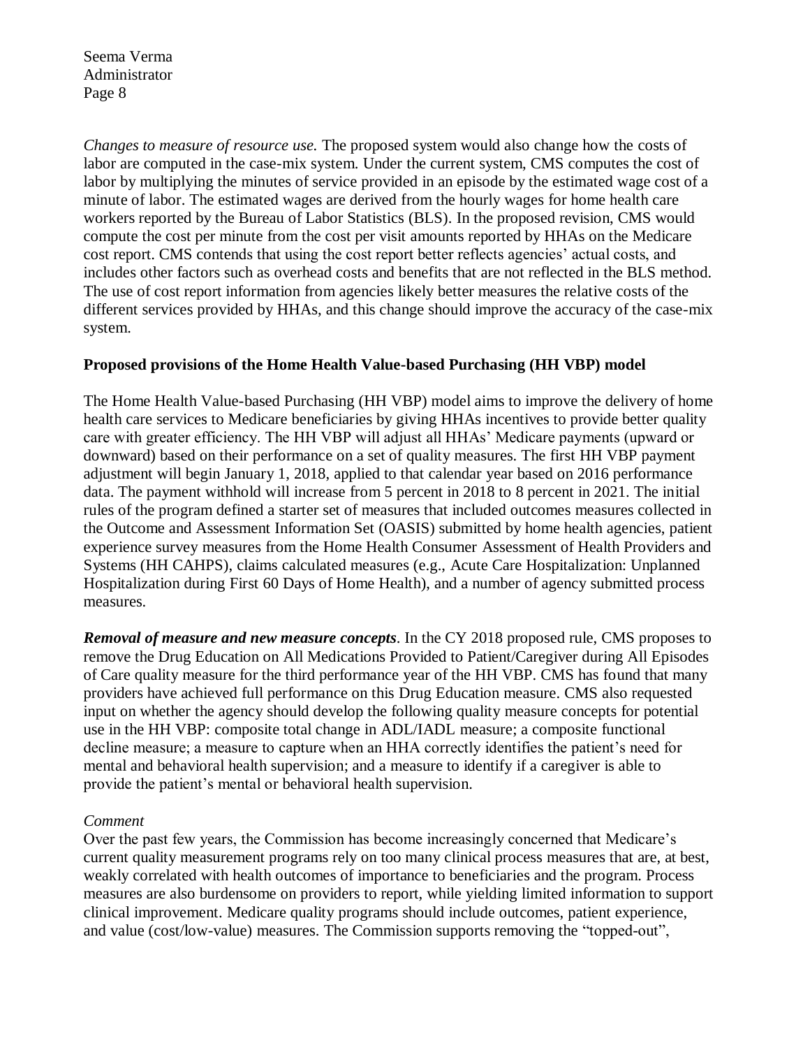*Changes to measure of resource use.* The proposed system would also change how the costs of labor are computed in the case-mix system. Under the current system, CMS computes the cost of labor by multiplying the minutes of service provided in an episode by the estimated wage cost of a minute of labor. The estimated wages are derived from the hourly wages for home health care workers reported by the Bureau of Labor Statistics (BLS). In the proposed revision, CMS would compute the cost per minute from the cost per visit amounts reported by HHAs on the Medicare cost report. CMS contends that using the cost report better reflects agencies' actual costs, and includes other factors such as overhead costs and benefits that are not reflected in the BLS method. The use of cost report information from agencies likely better measures the relative costs of the different services provided by HHAs, and this change should improve the accuracy of the case-mix system.

**Proposed provisions of the Home Health Value-based Purchasing (HH VBP) model**

The Home Health Value-based Purchasing (HH VBP) model aims to improve the delivery of home health care services to Medicare beneficiaries by giving HHAs incentives to provide better quality care with greater efficiency. The HH VBP will adjust all HHAs' Medicare payments (upward or downward) based on their performance on a set of quality measures. The first HH VBP payment adjustment will begin January 1, 2018, applied to that calendar year based on 2016 performance data. The payment withhold will increase from 5 percent in 2018 to 8 percent in 2021. The initial rules of the program defined a starter set of measures that included outcomes measures collected in the Outcome and Assessment Information Set (OASIS) submitted by home health agencies, patient experience survey measures from the Home Health Consumer Assessment of Health Providers and Systems (HH CAHPS), claims calculated measures (e.g., Acute Care Hospitalization: Unplanned Hospitalization during First 60 Days of Home Health), and a number of agency submitted process measures.

***Removal of measure and new measure concepts***. In the CY 2018 proposed rule, CMS proposes to remove the Drug Education on All Medications Provided to Patient/Caregiver during All Episodes of Care quality measure for the third performance year of the HH VBP. CMS has found that many providers have achieved full performance on this Drug Education measure. CMS also requested input on whether the agency should develop the following quality measure concepts for potential use in the HH VBP: composite total change in ADL/IADL measure; a composite functional decline measure; a measure to capture when an HHA correctly identifies the patient's need for mental and behavioral health supervision; and a measure to identify if a caregiver is able to provide the patient's mental or behavioral health supervision.

*Comment*

Over the past few years, the Commission has become increasingly concerned that Medicare's current quality measurement programs rely on too many clinical process measures that are, at best, weakly correlated with health outcomes of importance to beneficiaries and the program. Process measures are also burdensome on providers to report, while yielding limited information to support clinical improvement. Medicare quality programs should include outcomes, patient experience, and value (cost/low-value) measures. The Commission supports removing the "topped-out",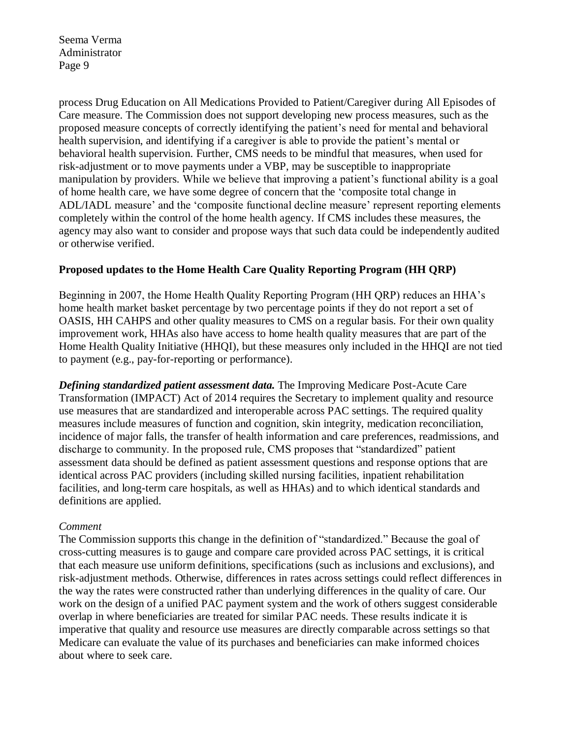process Drug Education on All Medications Provided to Patient/Caregiver during All Episodes of Care measure. The Commission does not support developing new process measures, such as the proposed measure concepts of correctly identifying the patient's need for mental and behavioral health supervision, and identifying if a caregiver is able to provide the patient's mental or behavioral health supervision. Further, CMS needs to be mindful that measures, when used for risk-adjustment or to move payments under a VBP, may be susceptible to inappropriate manipulation by providers. While we believe that improving a patient's functional ability is a goal of home health care, we have some degree of concern that the 'composite total change in ADL/IADL measure' and the 'composite functional decline measure' represent reporting elements completely within the control of the home health agency. If CMS includes these measures, the agency may also want to consider and propose ways that such data could be independently audited or otherwise verified.

**Proposed updates to the Home Health Care Quality Reporting Program (HH QRP)**

Beginning in 2007, the Home Health Quality Reporting Program (HH QRP) reduces an HHA's home health market basket percentage by two percentage points if they do not report a set of OASIS, HH CAHPS and other quality measures to CMS on a regular basis. For their own quality improvement work, HHAs also have access to home health quality measures that are part of the Home Health Quality Initiative (HHQI), but these measures only included in the HHQI are not tied to payment (e.g., pay-for-reporting or performance).

***Defining standardized patient assessment data.*** The Improving Medicare Post-Acute Care Transformation (IMPACT) Act of 2014 requires the Secretary to implement quality and resource use measures that are standardized and interoperable across PAC settings. The required quality measures include measures of function and cognition, skin integrity, medication reconciliation, incidence of major falls, the transfer of health information and care preferences, readmissions, and discharge to community. In the proposed rule, CMS proposes that "standardized" patient assessment data should be defined as patient assessment questions and response options that are identical across PAC providers (including skilled nursing facilities, inpatient rehabilitation facilities, and long-term care hospitals, as well as HHAs) and to which identical standards and definitions are applied.

*Comment*

The Commission supports this change in the definition of "standardized." Because the goal of cross-cutting measures is to gauge and compare care provided across PAC settings, it is critical that each measure use uniform definitions, specifications (such as inclusions and exclusions), and risk-adjustment methods. Otherwise, differences in rates across settings could reflect differences in the way the rates were constructed rather than underlying differences in the quality of care. Our work on the design of a unified PAC payment system and the work of others suggest considerable overlap in where beneficiaries are treated for similar PAC needs. These results indicate it is imperative that quality and resource use measures are directly comparable across settings so that Medicare can evaluate the value of its purchases and beneficiaries can make informed choices about where to seek care.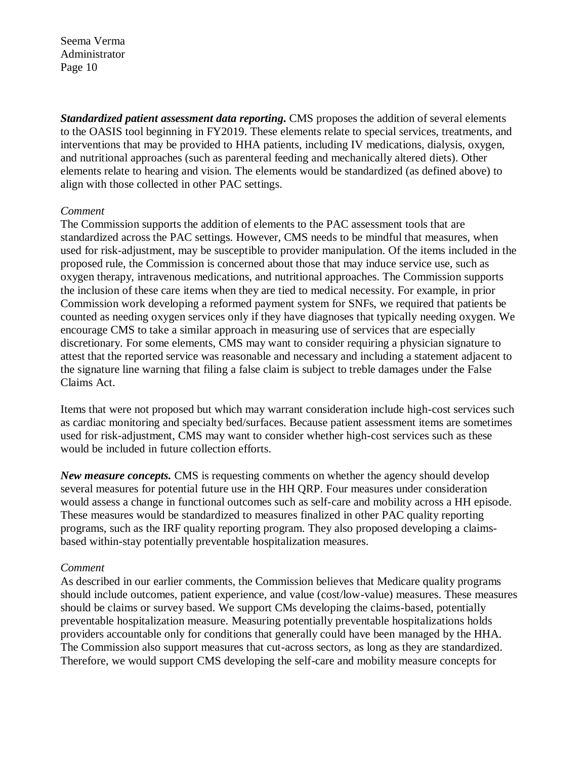***Standardized patient assessment data reporting.*** CMS proposes the addition of several elements to the OASIS tool beginning in FY2019. These elements relate to special services, treatments, and interventions that may be provided to HHA patients, including IV medications, dialysis, oxygen, and nutritional approaches (such as parenteral feeding and mechanically altered diets). Other elements relate to hearing and vision. The elements would be standardized (as defined above) to align with those collected in other PAC settings.

*Comment*
The Commission supports the addition of elements to the PAC assessment tools that are standardized across the PAC settings. However, CMS needs to be mindful that measures, when used for risk-adjustment, may be susceptible to provider manipulation. Of the items included in the proposed rule, the Commission is concerned about those that may induce service use, such as oxygen therapy, intravenous medications, and nutritional approaches. The Commission supports the inclusion of these care items when they are tied to medical necessity. For example, in prior Commission work developing a reformed payment system for SNFs, we required that patients be counted as needing oxygen services only if they have diagnoses that typically needing oxygen. We encourage CMS to take a similar approach in measuring use of services that are especially discretionary. For some elements, CMS may want to consider requiring a physician signature to attest that the reported service was reasonable and necessary and including a statement adjacent to the signature line warning that filing a false claim is subject to treble damages under the False Claims Act.

Items that were not proposed but which may warrant consideration include high-cost services such as cardiac monitoring and specialty bed/surfaces. Because patient assessment items are sometimes used for risk-adjustment, CMS may want to consider whether high-cost services such as these would be included in future collection efforts.

***New measure concepts.*** CMS is requesting comments on whether the agency should develop several measures for potential future use in the HH QRP. Four measures under consideration would assess a change in functional outcomes such as self-care and mobility across a HH episode. These measures would be standardized to measures finalized in other PAC quality reporting programs, such as the IRF quality reporting program. They also proposed developing a claims-based within-stay potentially preventable hospitalization measures.

*Comment*
As described in our earlier comments, the Commission believes that Medicare quality programs should include outcomes, patient experience, and value (cost/low-value) measures. These measures should be claims or survey based. We support CMs developing the claims-based, potentially preventable hospitalization measure. Measuring potentially preventable hospitalizations holds providers accountable only for conditions that generally could have been managed by the HHA. The Commission also support measures that cut-across sectors, as long as they are standardized. Therefore, we would support CMS developing the self-care and mobility measure concepts for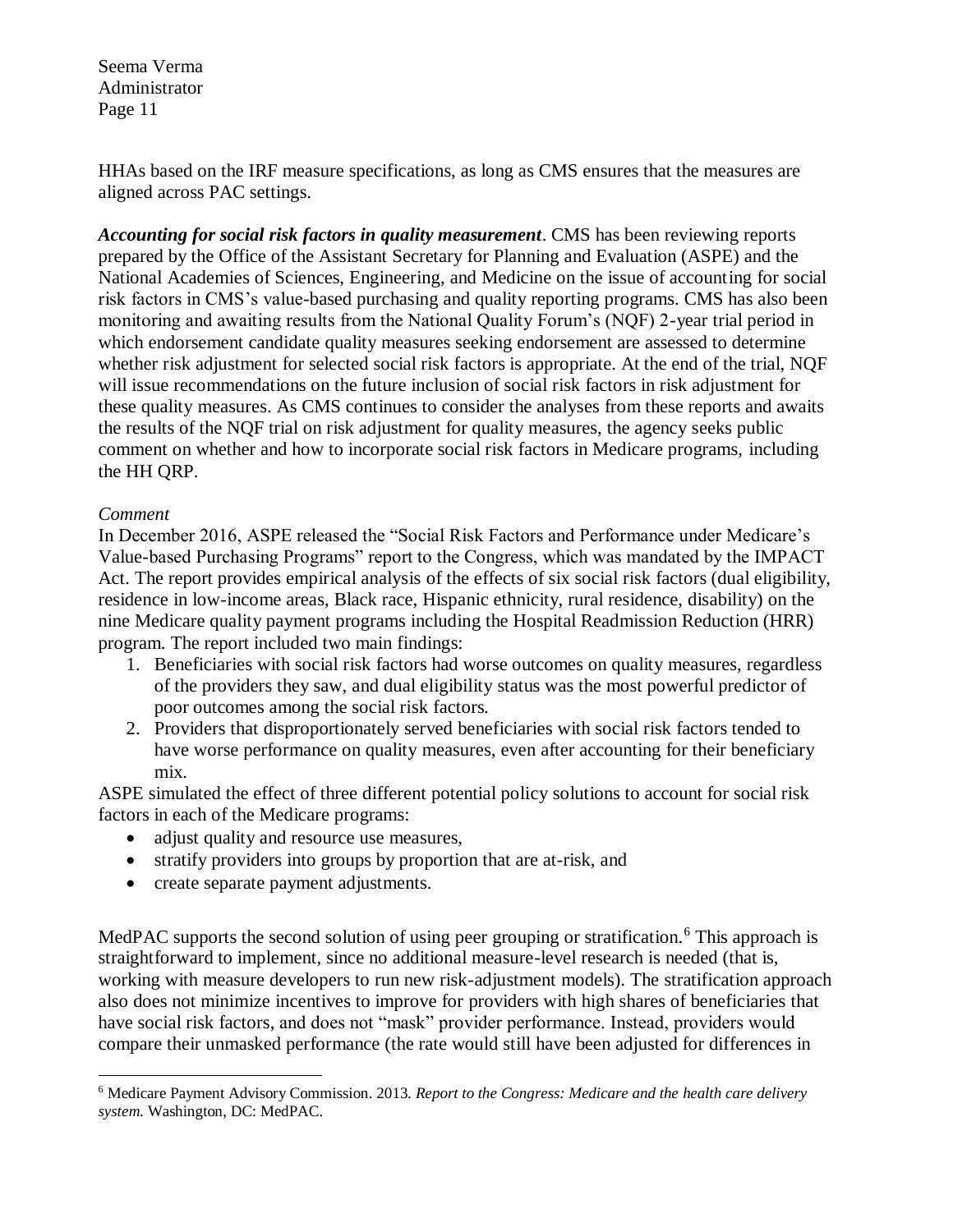HHAs based on the IRF measure specifications, as long as CMS ensures that the measures are aligned across PAC settings.

***Accounting for social risk factors in quality measurement***. CMS has been reviewing reports prepared by the Office of the Assistant Secretary for Planning and Evaluation (ASPE) and the National Academies of Sciences, Engineering, and Medicine on the issue of accounting for social risk factors in CMS's value-based purchasing and quality reporting programs. CMS has also been monitoring and awaiting results from the National Quality Forum's (NQF) 2-year trial period in which endorsement candidate quality measures seeking endorsement are assessed to determine whether risk adjustment for selected social risk factors is appropriate. At the end of the trial, NQF will issue recommendations on the future inclusion of social risk factors in risk adjustment for these quality measures. As CMS continues to consider the analyses from these reports and awaits the results of the NQF trial on risk adjustment for quality measures, the agency seeks public comment on whether and how to incorporate social risk factors in Medicare programs, including the HH QRP.

*Comment*

In December 2016, ASPE released the "Social Risk Factors and Performance under Medicare's Value-based Purchasing Programs" report to the Congress, which was mandated by the IMPACT Act. The report provides empirical analysis of the effects of six social risk factors (dual eligibility, residence in low-income areas, Black race, Hispanic ethnicity, rural residence, disability) on the nine Medicare quality payment programs including the Hospital Readmission Reduction (HRR) program. The report included two main findings:

1. Beneficiaries with social risk factors had worse outcomes on quality measures, regardless of the providers they saw, and dual eligibility status was the most powerful predictor of poor outcomes among the social risk factors.
2. Providers that disproportionately served beneficiaries with social risk factors tended to have worse performance on quality measures, even after accounting for their beneficiary mix.

ASPE simulated the effect of three different potential policy solutions to account for social risk factors in each of the Medicare programs:

- adjust quality and resource use measures,
- stratify providers into groups by proportion that are at-risk, and
- create separate payment adjustments.

MedPAC supports the second solution of using peer grouping or stratification.[6] This approach is straightforward to implement, since no additional measure-level research is needed (that is, working with measure developers to run new risk-adjustment models). The stratification approach also does not minimize incentives to improve for providers with high shares of beneficiaries that have social risk factors, and does not "mask" provider performance. Instead, providers would compare their unmasked performance (the rate would still have been adjusted for differences in

[6] Medicare Payment Advisory Commission. 2013. *Report to the Congress: Medicare and the health care delivery system.* Washington, DC: MedPAC.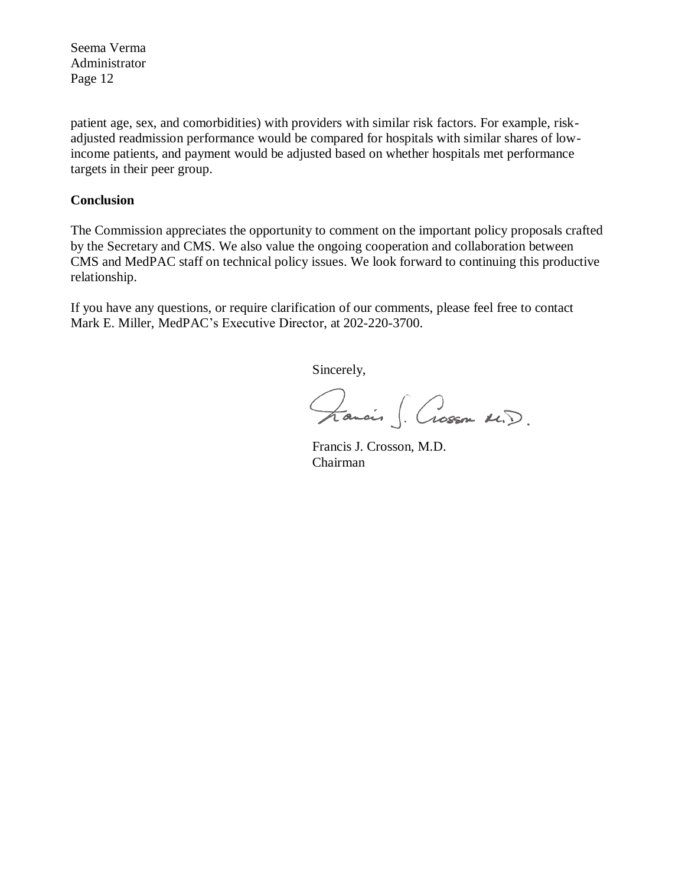patient age, sex, and comorbidities) with providers with similar risk factors. For example, risk-adjusted readmission performance would be compared for hospitals with similar shares of low-income patients, and payment would be adjusted based on whether hospitals met performance targets in their peer group.

**Conclusion**

The Commission appreciates the opportunity to comment on the important policy proposals crafted by the Secretary and CMS. We also value the ongoing cooperation and collaboration between CMS and MedPAC staff on technical policy issues. We look forward to continuing this productive relationship.

If you have any questions, or require clarification of our comments, please feel free to contact Mark E. Miller, MedPAC's Executive Director, at 202-220-3700.

Sincerely,

Francis J. Crosson, M.D.
Chairman